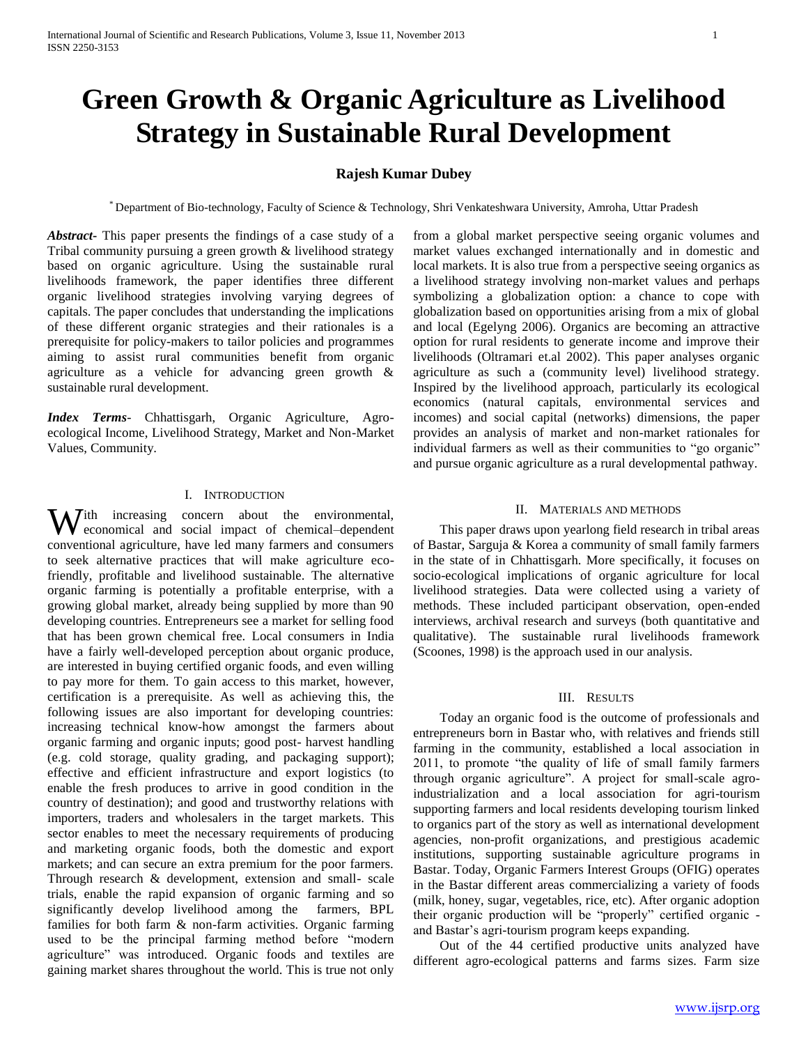# Green Growth & Organic Agriculture as Livelihood Strategy in Sustainable Rural Development

**Rajesh Kumar Dubey**

[*] Department of Bio-technology, Faculty of Science & Technology, Shri Venkateshwara University, Amroha, Uttar Pradesh

***Abstract-*** This paper presents the findings of a case study of a Tribal community pursuing a green growth & livelihood strategy based on organic agriculture. Using the sustainable rural livelihoods framework, the paper identifies three different organic livelihood strategies involving varying degrees of capitals. The paper concludes that understanding the implications of these different organic strategies and their rationales is a prerequisite for policy-makers to tailor policies and programmes aiming to assist rural communities benefit from organic agriculture as a vehicle for advancing green growth & sustainable rural development.

***Index Terms*-** Chhattisgarh, Organic Agriculture, Agro-ecological Income, Livelihood Strategy, Market and Non-Market Values, Community.

## I. Introduction

With increasing concern about the environmental, economical and social impact of chemical–dependent conventional agriculture, have led many farmers and consumers to seek alternative practices that will make agriculture eco-friendly, profitable and livelihood sustainable. The alternative organic farming is potentially a profitable enterprise, with a growing global market, already being supplied by more than 90 developing countries. Entrepreneurs see a market for selling food that has been grown chemical free. Local consumers in India have a fairly well-developed perception about organic produce, are interested in buying certified organic foods, and even willing to pay more for them. To gain access to this market, however, certification is a prerequisite. As well as achieving this, the following issues are also important for developing countries: increasing technical know-how amongst the farmers about organic farming and organic inputs; good post- harvest handling (e.g. cold storage, quality grading, and packaging support); effective and efficient infrastructure and export logistics (to enable the fresh produces to arrive in good condition in the country of destination); and good and trustworthy relations with importers, traders and wholesalers in the target markets. This sector enables to meet the necessary requirements of producing and marketing organic foods, both the domestic and export markets; and can secure an extra premium for the poor farmers. Through research & development, extension and small- scale trials, enable the rapid expansion of organic farming and so significantly develop livelihood among the farmers, BPL families for both farm & non-farm activities. Organic farming used to be the principal farming method before "modern agriculture" was introduced. Organic foods and textiles are gaining market shares throughout the world. This is true not only from a global market perspective seeing organic volumes and market values exchanged internationally and in domestic and local markets. It is also true from a perspective seeing organics as a livelihood strategy involving non-market values and perhaps symbolizing a globalization option: a chance to cope with globalization based on opportunities arising from a mix of global and local (Egelyng 2006). Organics are becoming an attractive option for rural residents to generate income and improve their livelihoods (Oltramari et.al 2002). This paper analyses organic agriculture as such a (community level) livelihood strategy. Inspired by the livelihood approach, particularly its ecological economics (natural capitals, environmental services and incomes) and social capital (networks) dimensions, the paper provides an analysis of market and non-market rationales for individual farmers as well as their communities to "go organic" and pursue organic agriculture as a rural developmental pathway.

## II. Materials and Methods

This paper draws upon yearlong field research in tribal areas of Bastar, Sarguja & Korea a community of small family farmers in the state of in Chhattisgarh. More specifically, it focuses on socio-ecological implications of organic agriculture for local livelihood strategies. Data were collected using a variety of methods. These included participant observation, open-ended interviews, archival research and surveys (both quantitative and qualitative). The sustainable rural livelihoods framework (Scoones, 1998) is the approach used in our analysis.

## III. Results

Today an organic food is the outcome of professionals and entrepreneurs born in Bastar who, with relatives and friends still farming in the community, established a local association in 2011, to promote "the quality of life of small family farmers through organic agriculture". A project for small-scale agro-industrialization and a local association for agri-tourism supporting farmers and local residents developing tourism linked to organics part of the story as well as international development agencies, non-profit organizations, and prestigious academic institutions, supporting sustainable agriculture programs in Bastar. Today, Organic Farmers Interest Groups (OFIG) operates in the Bastar different areas commercializing a variety of foods (milk, honey, sugar, vegetables, rice, etc). After organic adoption their organic production will be "properly" certified organic - and Bastar's agri-tourism program keeps expanding.

Out of the 44 certified productive units analyzed have different agro-ecological patterns and farms sizes. Farm size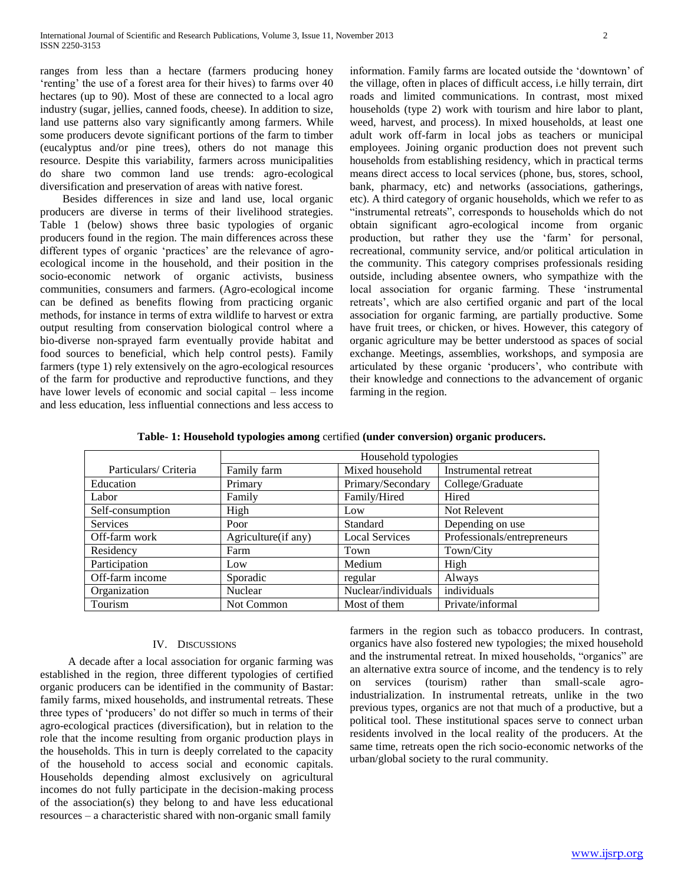ranges from less than a hectare (farmers producing honey 'renting' the use of a forest area for their hives) to farms over 40 hectares (up to 90). Most of these are connected to a local agro industry (sugar, jellies, canned foods, cheese). In addition to size, land use patterns also vary significantly among farmers. While some producers devote significant portions of the farm to timber (eucalyptus and/or pine trees), others do not manage this resource. Despite this variability, farmers across municipalities do share two common land use trends: agro-ecological diversification and preservation of areas with native forest.

Besides differences in size and land use, local organic producers are diverse in terms of their livelihood strategies. Table 1 (below) shows three basic typologies of organic producers found in the region. The main differences across these different types of organic 'practices' are the relevance of agro-ecological income in the household, and their position in the socio-economic network of organic activists, business communities, consumers and farmers. (Agro-ecological income can be defined as benefits flowing from practicing organic methods, for instance in terms of extra wildlife to harvest or extra output resulting from conservation biological control where a bio-diverse non-sprayed farm eventually provide habitat and food sources to beneficial, which help control pests). Family farmers (type 1) rely extensively on the agro-ecological resources of the farm for productive and reproductive functions, and they have lower levels of economic and social capital – less income and less education, less influential connections and less access to information. Family farms are located outside the 'downtown' of the village, often in places of difficult access, i.e hilly terrain, dirt roads and limited communications. In contrast, most mixed households (type 2) work with tourism and hire labor to plant, weed, harvest, and process). In mixed households, at least one adult work off-farm in local jobs as teachers or municipal employees. Joining organic production does not prevent such households from establishing residency, which in practical terms means direct access to local services (phone, bus, stores, school, bank, pharmacy, etc) and networks (associations, gatherings, etc). A third category of organic households, which we refer to as "instrumental retreats", corresponds to households which do not obtain significant agro-ecological income from organic production, but rather they use the 'farm' for personal, recreational, community service, and/or political articulation in the community. This category comprises professionals residing outside, including absentee owners, who sympathize with the local association for organic farming. These 'instrumental retreats', which are also certified organic and part of the local association for organic farming, are partially productive. Some have fruit trees, or chicken, or hives. However, this category of organic agriculture may be better understood as spaces of social exchange. Meetings, assemblies, workshops, and symposia are articulated by these organic 'producers', who contribute with their knowledge and connections to the advancement of organic farming in the region.

**Table- 1: Household typologies among** certified **(under conversion) organic producers.**

| | Household typologies | | |
|---|---|---|---|
| Particulars/ Criteria | Family farm | Mixed household | Instrumental retreat |
| Education | Primary | Primary/Secondary | College/Graduate |
| Labor | Family | Family/Hired | Hired |
| Self-consumption | High | Low | Not Relevent |
| Services | Poor | Standard | Depending on use |
| Off-farm work | Agriculture(if any) | Local Services | Professionals/entrepreneurs |
| Residency | Farm | Town | Town/City |
| Participation | Low | Medium | High |
| Off-farm income | Sporadic | regular | Always |
| Organization | Nuclear | Nuclear/individuals | individuals |
| Tourism | Not Common | Most of them | Private/informal |

## IV. Discussions

A decade after a local association for organic farming was established in the region, three different typologies of certified organic producers can be identified in the community of Bastar: family farms, mixed households, and instrumental retreats. These three types of 'producers' do not differ so much in terms of their agro-ecological practices (diversification), but in relation to the role that the income resulting from organic production plays in the households. This in turn is deeply correlated to the capacity of the household to access social and economic capitals. Households depending almost exclusively on agricultural incomes do not fully participate in the decision-making process of the association(s) they belong to and have less educational resources – a characteristic shared with non-organic small family farmers in the region such as tobacco producers. In contrast, organics have also fostered new typologies; the mixed household and the instrumental retreat. In mixed households, "organics" are an alternative extra source of income, and the tendency is to rely on services (tourism) rather than small-scale agro-industrialization. In instrumental retreats, unlike in the two previous types, organics are not that much of a productive, but a political tool. These institutional spaces serve to connect urban residents involved in the local reality of the producers. At the same time, retreats open the rich socio-economic networks of the urban/global society to the rural community.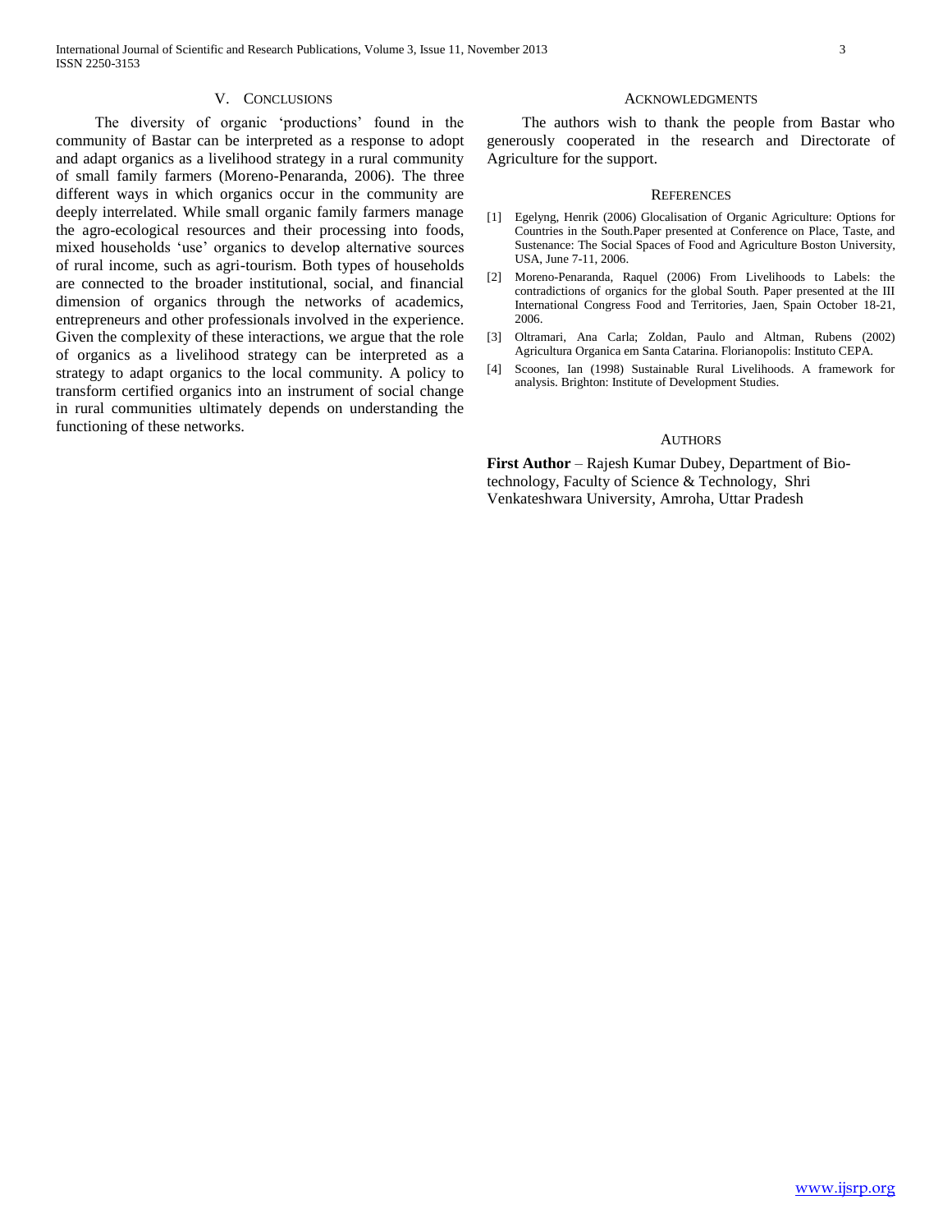## V. Conclusions

The diversity of organic 'productions' found in the community of Bastar can be interpreted as a response to adopt and adapt organics as a livelihood strategy in a rural community of small family farmers (Moreno-Penaranda, 2006). The three different ways in which organics occur in the community are deeply interrelated. While small organic family farmers manage the agro-ecological resources and their processing into foods, mixed households 'use' organics to develop alternative sources of rural income, such as agri-tourism. Both types of households are connected to the broader institutional, social, and financial dimension of organics through the networks of academics, entrepreneurs and other professionals involved in the experience. Given the complexity of these interactions, we argue that the role of organics as a livelihood strategy can be interpreted as a strategy to adapt organics to the local community. A policy to transform certified organics into an instrument of social change in rural communities ultimately depends on understanding the functioning of these networks.

## Acknowledgments

The authors wish to thank the people from Bastar who generously cooperated in the research and Directorate of Agriculture for the support.

## References

[1] Egelyng, Henrik (2006) Glocalisation of Organic Agriculture: Options for Countries in the South.Paper presented at Conference on Place, Taste, and Sustenance: The Social Spaces of Food and Agriculture Boston University, USA, June 7-11, 2006.

[2] Moreno-Penaranda, Raquel (2006) From Livelihoods to Labels: the contradictions of organics for the global South. Paper presented at the III International Congress Food and Territories, Jaen, Spain October 18-21, 2006.

[3] Oltramari, Ana Carla; Zoldan, Paulo and Altman, Rubens (2002) Agricultura Organica em Santa Catarina. Florianopolis: Instituto CEPA.

[4] Scoones, Ian (1998) Sustainable Rural Livelihoods. A framework for analysis. Brighton: Institute of Development Studies.

## Authors

**First Author** – Rajesh Kumar Dubey, Department of Bio-technology, Faculty of Science & Technology, Shri Venkateshwara University, Amroha, Uttar Pradesh